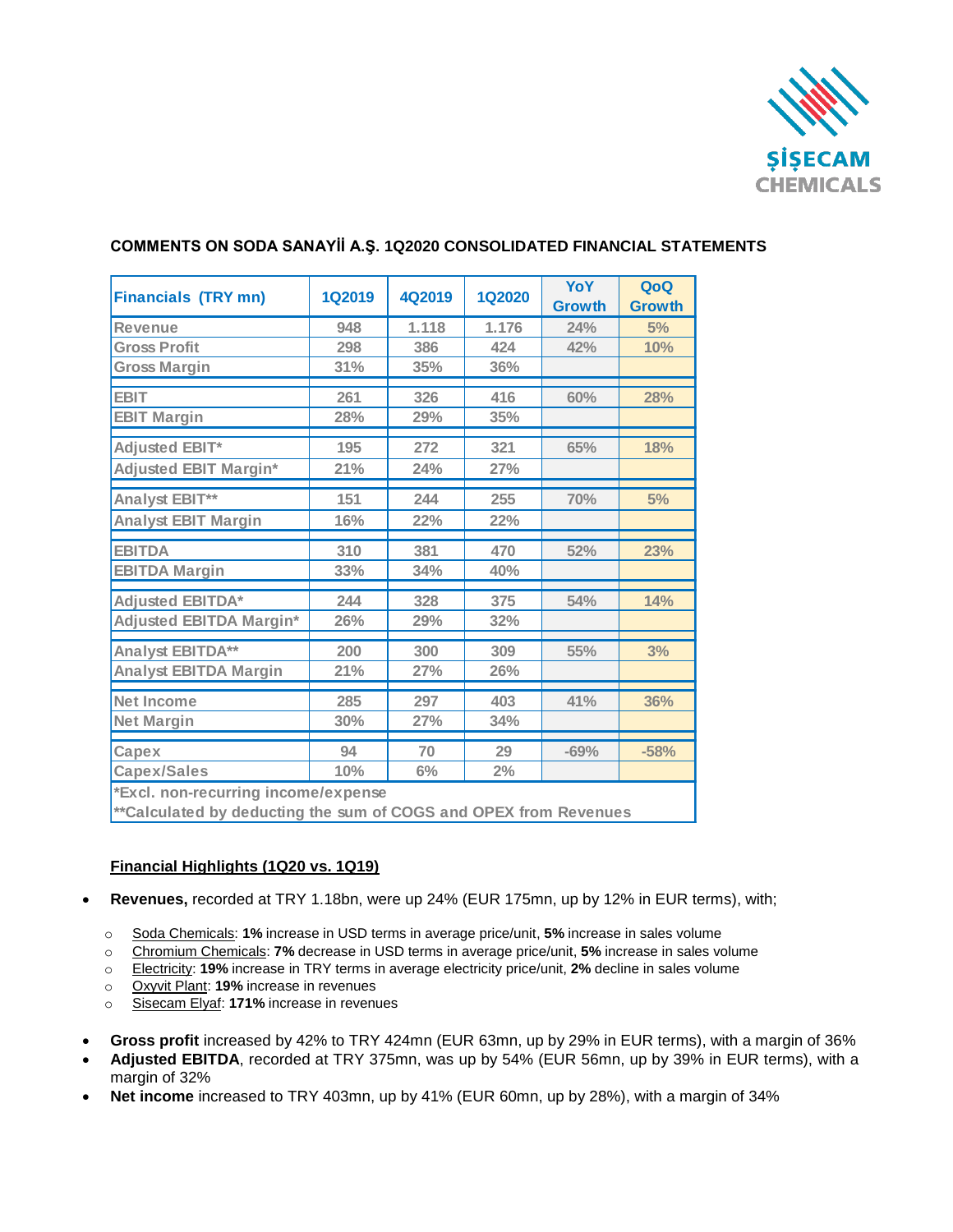## COMMENTS ON SODA SANAYİİ A.Ş. 1Q2020 CONSOLIDATED FINANCIAL STATEMENTS

| Financials (TRY mn) | 1Q2019 | 4Q2019 | 1Q2020 | YoY Growth | QoQ Growth |
|---|---|---|---|---|---|
| Revenue | 948 | 1.118 | 1.176 | 24% | 5% |
| Gross Profit | 298 | 386 | 424 | 42% | 10% |
| Gross Margin | 31% | 35% | 36% | | |
| EBIT | 261 | 326 | 416 | 60% | 28% |
| EBIT Margin | 28% | 29% | 35% | | |
| Adjusted EBIT* | 195 | 272 | 321 | 65% | 18% |
| Adjusted EBIT Margin* | 21% | 24% | 27% | | |
| Analyst EBIT** | 151 | 244 | 255 | 70% | 5% |
| Analyst EBIT Margin | 16% | 22% | 22% | | |
| EBITDA | 310 | 381 | 470 | 52% | 23% |
| EBITDA Margin | 33% | 34% | 40% | | |
| Adjusted EBITDA* | 244 | 328 | 375 | 54% | 14% |
| Adjusted EBITDA Margin* | 26% | 29% | 32% | | |
| Analyst EBITDA** | 200 | 300 | 309 | 55% | 3% |
| Analyst EBITDA Margin | 21% | 27% | 26% | | |
| Net Income | 285 | 297 | 403 | 41% | 36% |
| Net Margin | 30% | 27% | 34% | | |
| Capex | 94 | 70 | 29 | -69% | -58% |
| Capex/Sales | 10% | 6% | 2% | | |

*Excl. non-recurring income/expense
**Calculated by deducting the sum of COGS and OPEX from Revenues

**Financial Highlights (1Q20 vs. 1Q19)**

- **Revenues,** recorded at TRY 1.18bn, were up 24% (EUR 175mn, up by 12% in EUR terms), with;
  - Soda Chemicals: **1%** increase in USD terms in average price/unit, **5%** increase in sales volume
  - Chromium Chemicals: **7%** decrease in USD terms in average price/unit, **5%** increase in sales volume
  - Electricity: **19%** increase in TRY terms in average electricity price/unit, **2%** decline in sales volume
  - Oxyvit Plant: **19%** increase in revenues
  - Sisecam Elyaf: **171%** increase in revenues
- **Gross profit** increased by 42% to TRY 424mn (EUR 63mn, up by 29% in EUR terms), with a margin of 36%
- **Adjusted EBITDA**, recorded at TRY 375mn, was up by 54% (EUR 56mn, up by 39% in EUR terms), with a margin of 32%
- **Net income** increased to TRY 403mn, up by 41% (EUR 60mn, up by 28%), with a margin of 34%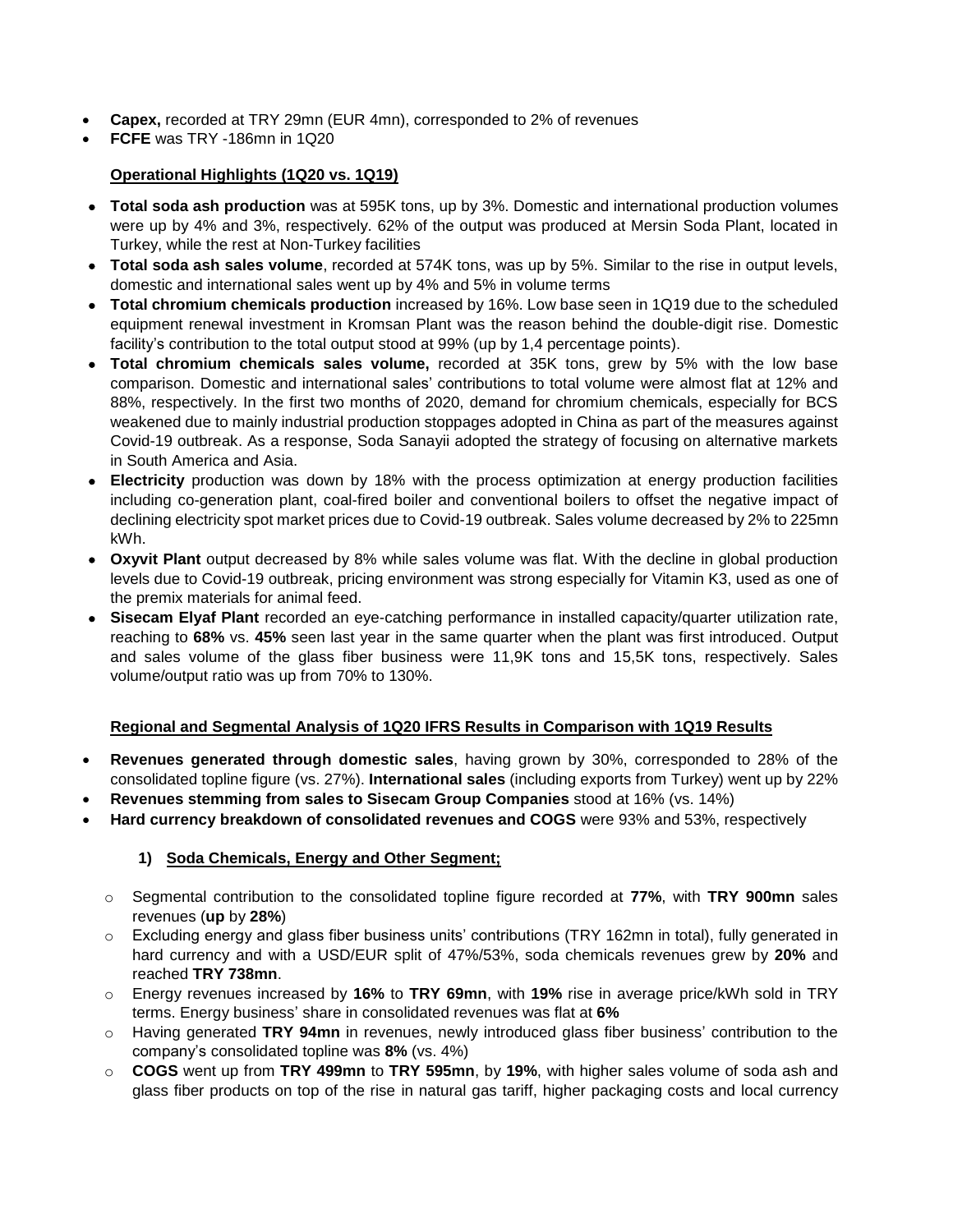- **Capex,** recorded at TRY 29mn (EUR 4mn), corresponded to 2% of revenues
- **FCFE** was TRY -186mn in 1Q20

**Operational Highlights (1Q20 vs. 1Q19)**

- **Total soda ash production** was at 595K tons, up by 3%. Domestic and international production volumes were up by 4% and 3%, respectively. 62% of the output was produced at Mersin Soda Plant, located in Turkey, while the rest at Non-Turkey facilities
- **Total soda ash sales volume**, recorded at 574K tons, was up by 5%. Similar to the rise in output levels, domestic and international sales went up by 4% and 5% in volume terms
- **Total chromium chemicals production** increased by 16%. Low base seen in 1Q19 due to the scheduled equipment renewal investment in Kromsan Plant was the reason behind the double-digit rise. Domestic facility's contribution to the total output stood at 99% (up by 1,4 percentage points).
- **Total chromium chemicals sales volume,** recorded at 35K tons, grew by 5% with the low base comparison. Domestic and international sales' contributions to total volume were almost flat at 12% and 88%, respectively. In the first two months of 2020, demand for chromium chemicals, especially for BCS weakened due to mainly industrial production stoppages adopted in China as part of the measures against Covid-19 outbreak. As a response, Soda Sanayii adopted the strategy of focusing on alternative markets in South America and Asia.
- **Electricity** production was down by 18% with the process optimization at energy production facilities including co-generation plant, coal-fired boiler and conventional boilers to offset the negative impact of declining electricity spot market prices due to Covid-19 outbreak. Sales volume decreased by 2% to 225mn kWh.
- **Oxyvit Plant** output decreased by 8% while sales volume was flat. With the decline in global production levels due to Covid-19 outbreak, pricing environment was strong especially for Vitamin K3, used as one of the premix materials for animal feed.
- **Sisecam Elyaf Plant** recorded an eye-catching performance in installed capacity/quarter utilization rate, reaching to **68%** vs. **45%** seen last year in the same quarter when the plant was first introduced. Output and sales volume of the glass fiber business were 11,9K tons and 15,5K tons, respectively. Sales volume/output ratio was up from 70% to 130%.

**Regional and Segmental Analysis of 1Q20 IFRS Results in Comparison with 1Q19 Results**

- **Revenues generated through domestic sales**, having grown by 30%, corresponded to 28% of the consolidated topline figure (vs. 27%). **International sales** (including exports from Turkey) went up by 22%
- **Revenues stemming from sales to Sisecam Group Companies** stood at 16% (vs. 14%)
- **Hard currency breakdown of consolidated revenues and COGS** were 93% and 53%, respectively

**1) Soda Chemicals, Energy and Other Segment;**

- Segmental contribution to the consolidated topline figure recorded at **77%**, with **TRY 900mn** sales revenues (**up** by **28%**)
- Excluding energy and glass fiber business units' contributions (TRY 162mn in total), fully generated in hard currency and with a USD/EUR split of 47%/53%, soda chemicals revenues grew by **20%** and reached **TRY 738mn**.
- Energy revenues increased by **16%** to **TRY 69mn**, with **19%** rise in average price/kWh sold in TRY terms. Energy business' share in consolidated revenues was flat at **6%**
- Having generated **TRY 94mn** in revenues, newly introduced glass fiber business' contribution to the company's consolidated topline was **8%** (vs. 4%)
- **COGS** went up from **TRY 499mn** to **TRY 595mn**, by **19%**, with higher sales volume of soda ash and glass fiber products on top of the rise in natural gas tariff, higher packaging costs and local currency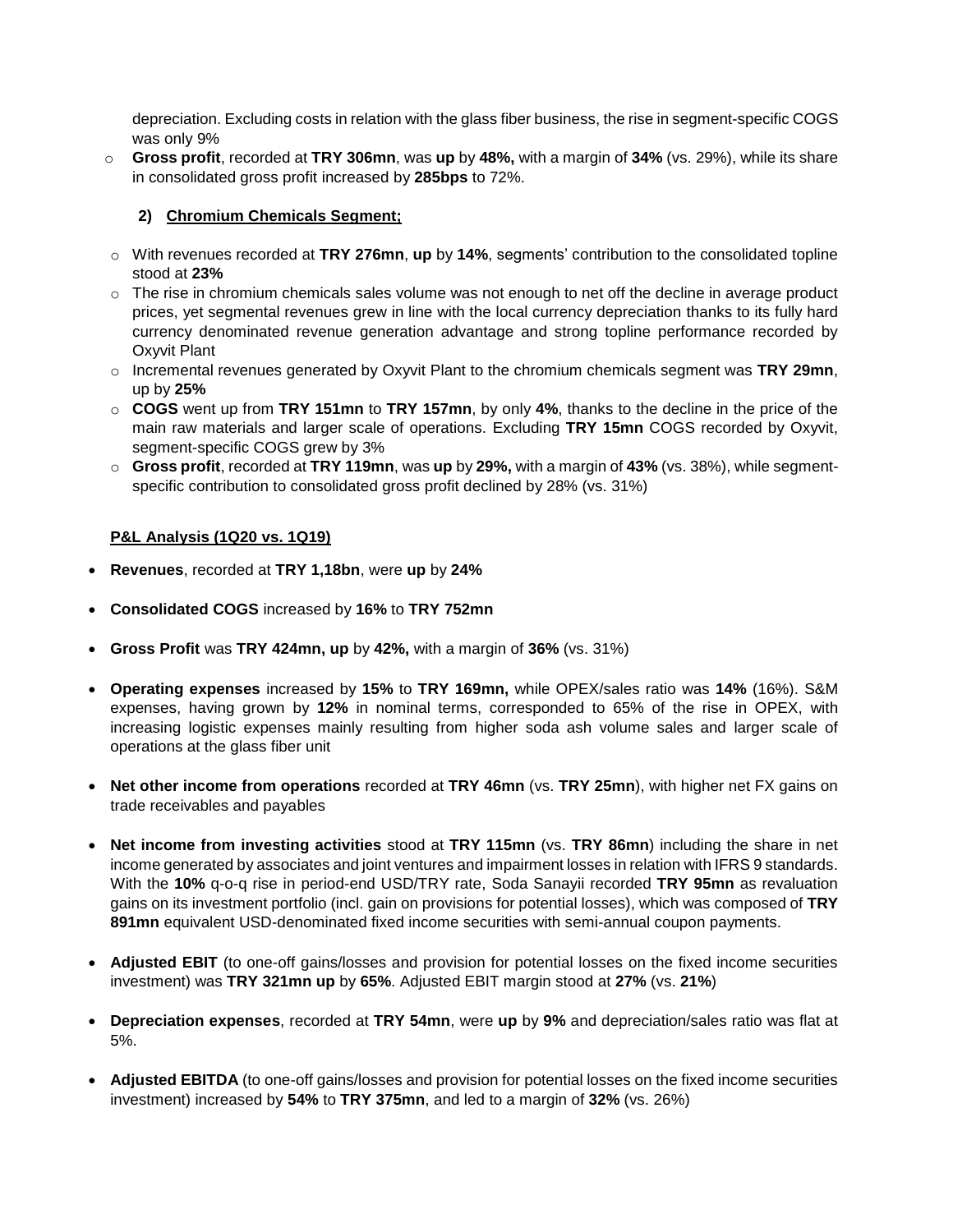depreciation. Excluding costs in relation with the glass fiber business, the rise in segment-specific COGS was only 9%

- **Gross profit**, recorded at **TRY 306mn**, was **up** by **48%,** with a margin of **34%** (vs. 29%), while its share in consolidated gross profit increased by **285bps** to 72%.

**2) Chromium Chemicals Segment;**

- With revenues recorded at **TRY 276mn**, **up** by **14%**, segments' contribution to the consolidated topline stood at **23%**
- The rise in chromium chemicals sales volume was not enough to net off the decline in average product prices, yet segmental revenues grew in line with the local currency depreciation thanks to its fully hard currency denominated revenue generation advantage and strong topline performance recorded by Oxyvit Plant
- Incremental revenues generated by Oxyvit Plant to the chromium chemicals segment was **TRY 29mn**, up by **25%**
- **COGS** went up from **TRY 151mn** to **TRY 157mn**, by only **4%**, thanks to the decline in the price of the main raw materials and larger scale of operations. Excluding **TRY 15mn** COGS recorded by Oxyvit, segment-specific COGS grew by 3%
- **Gross profit**, recorded at **TRY 119mn**, was **up** by **29%,** with a margin of **43%** (vs. 38%), while segment-specific contribution to consolidated gross profit declined by 28% (vs. 31%)

**P&L Analysis (1Q20 vs. 1Q19)**

- **Revenues**, recorded at **TRY 1,18bn**, were **up** by **24%**
- **Consolidated COGS** increased by **16%** to **TRY 752mn**
- **Gross Profit** was **TRY 424mn, up** by **42%,** with a margin of **36%** (vs. 31%)
- **Operating expenses** increased by **15%** to **TRY 169mn,** while OPEX/sales ratio was **14%** (16%). S&M expenses, having grown by **12%** in nominal terms, corresponded to 65% of the rise in OPEX, with increasing logistic expenses mainly resulting from higher soda ash volume sales and larger scale of operations at the glass fiber unit
- **Net other income from operations** recorded at **TRY 46mn** (vs. **TRY 25mn**), with higher net FX gains on trade receivables and payables
- **Net income from investing activities** stood at **TRY 115mn** (vs. **TRY 86mn**) including the share in net income generated by associates and joint ventures and impairment losses in relation with IFRS 9 standards. With the **10%** q-o-q rise in period-end USD/TRY rate, Soda Sanayii recorded **TRY 95mn** as revaluation gains on its investment portfolio (incl. gain on provisions for potential losses), which was composed of **TRY 891mn** equivalent USD-denominated fixed income securities with semi-annual coupon payments.
- **Adjusted EBIT** (to one-off gains/losses and provision for potential losses on the fixed income securities investment) was **TRY 321mn up** by **65%**. Adjusted EBIT margin stood at **27%** (vs. **21%**)
- **Depreciation expenses**, recorded at **TRY 54mn**, were **up** by **9%** and depreciation/sales ratio was flat at 5%.
- **Adjusted EBITDA** (to one-off gains/losses and provision for potential losses on the fixed income securities investment) increased by **54%** to **TRY 375mn**, and led to a margin of **32%** (vs. 26%)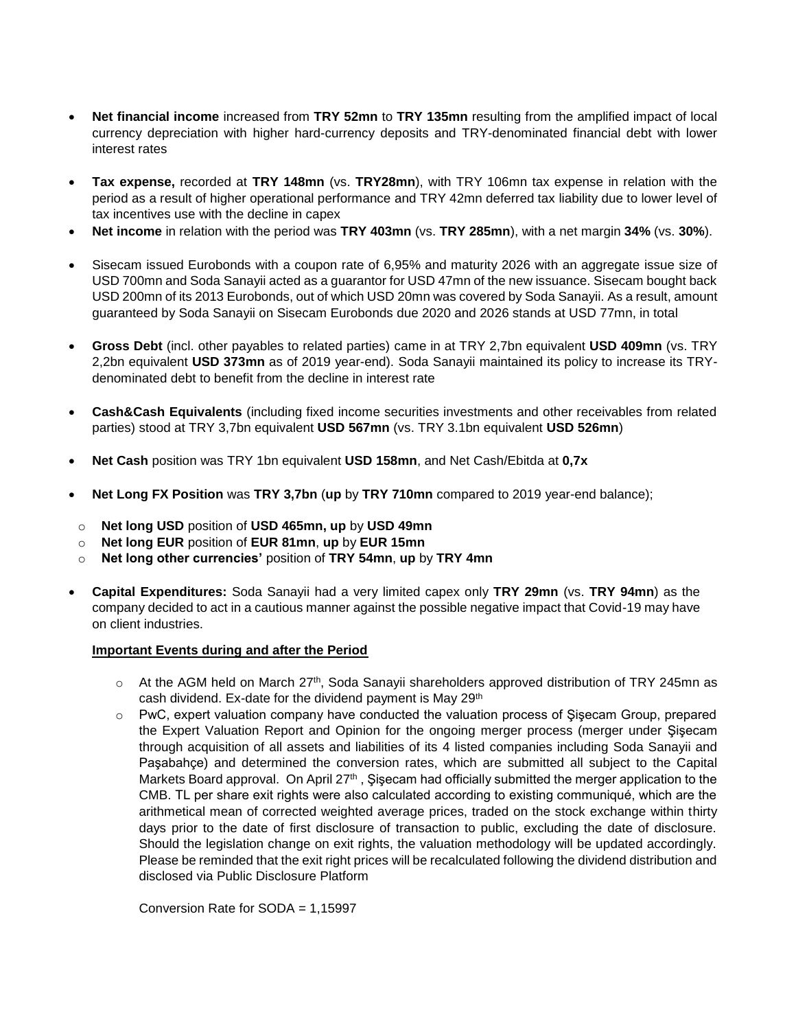- **Net financial income** increased from **TRY 52mn** to **TRY 135mn** resulting from the amplified impact of local currency depreciation with higher hard-currency deposits and TRY-denominated financial debt with lower interest rates

- **Tax expense,** recorded at **TRY 148mn** (vs. **TRY28mn**), with TRY 106mn tax expense in relation with the period as a result of higher operational performance and TRY 42mn deferred tax liability due to lower level of tax incentives use with the decline in capex
- **Net income** in relation with the period was **TRY 403mn** (vs. **TRY 285mn**), with a net margin **34%** (vs. **30%**).

- Sisecam issued Eurobonds with a coupon rate of 6,95% and maturity 2026 with an aggregate issue size of USD 700mn and Soda Sanayii acted as a guarantor for USD 47mn of the new issuance. Sisecam bought back USD 200mn of its 2013 Eurobonds, out of which USD 20mn was covered by Soda Sanayii. As a result, amount guaranteed by Soda Sanayii on Sisecam Eurobonds due 2020 and 2026 stands at USD 77mn, in total

- **Gross Debt** (incl. other payables to related parties) came in at TRY 2,7bn equivalent **USD 409mn** (vs. TRY 2,2bn equivalent **USD 373mn** as of 2019 year-end). Soda Sanayii maintained its policy to increase its TRY-denominated debt to benefit from the decline in interest rate

- **Cash&Cash Equivalents** (including fixed income securities investments and other receivables from related parties) stood at TRY 3,7bn equivalent **USD 567mn** (vs. TRY 3.1bn equivalent **USD 526mn**)

- **Net Cash** position was TRY 1bn equivalent **USD 158mn**, and Net Cash/Ebitda at **0,7x**

- **Net Long FX Position** was **TRY 3,7bn** (**up** by **TRY 710mn** compared to 2019 year-end balance);
  - **Net long USD** position of **USD 465mn, up** by **USD 49mn**
  - **Net long EUR** position of **EUR 81mn**, **up** by **EUR 15mn**
  - **Net long other currencies'** position of **TRY 54mn**, **up** by **TRY 4mn**

- **Capital Expenditures:** Soda Sanayii had a very limited capex only **TRY 29mn** (vs. **TRY 94mn**) as the company decided to act in a cautious manner against the possible negative impact that Covid-19 may have on client industries.

**Important Events during and after the Period**

- At the AGM held on March 27th, Soda Sanayii shareholders approved distribution of TRY 245mn as cash dividend. Ex-date for the dividend payment is May 29th
- PwC, expert valuation company have conducted the valuation process of Şişecam Group, prepared the Expert Valuation Report and Opinion for the ongoing merger process (merger under Şişecam through acquisition of all assets and liabilities of its 4 listed companies including Soda Sanayii and Paşabahçe) and determined the conversion rates, which are submitted all subject to the Capital Markets Board approval. On April 27th , Şişecam had officially submitted the merger application to the CMB. TL per share exit rights were also calculated according to existing communiqué, which are the arithmetical mean of corrected weighted average prices, traded on the stock exchange within thirty days prior to the date of first disclosure of transaction to public, excluding the date of disclosure. Should the legislation change on exit rights, the valuation methodology will be updated accordingly. Please be reminded that the exit right prices will be recalculated following the dividend distribution and disclosed via Public Disclosure Platform

  Conversion Rate for SODA = 1,15997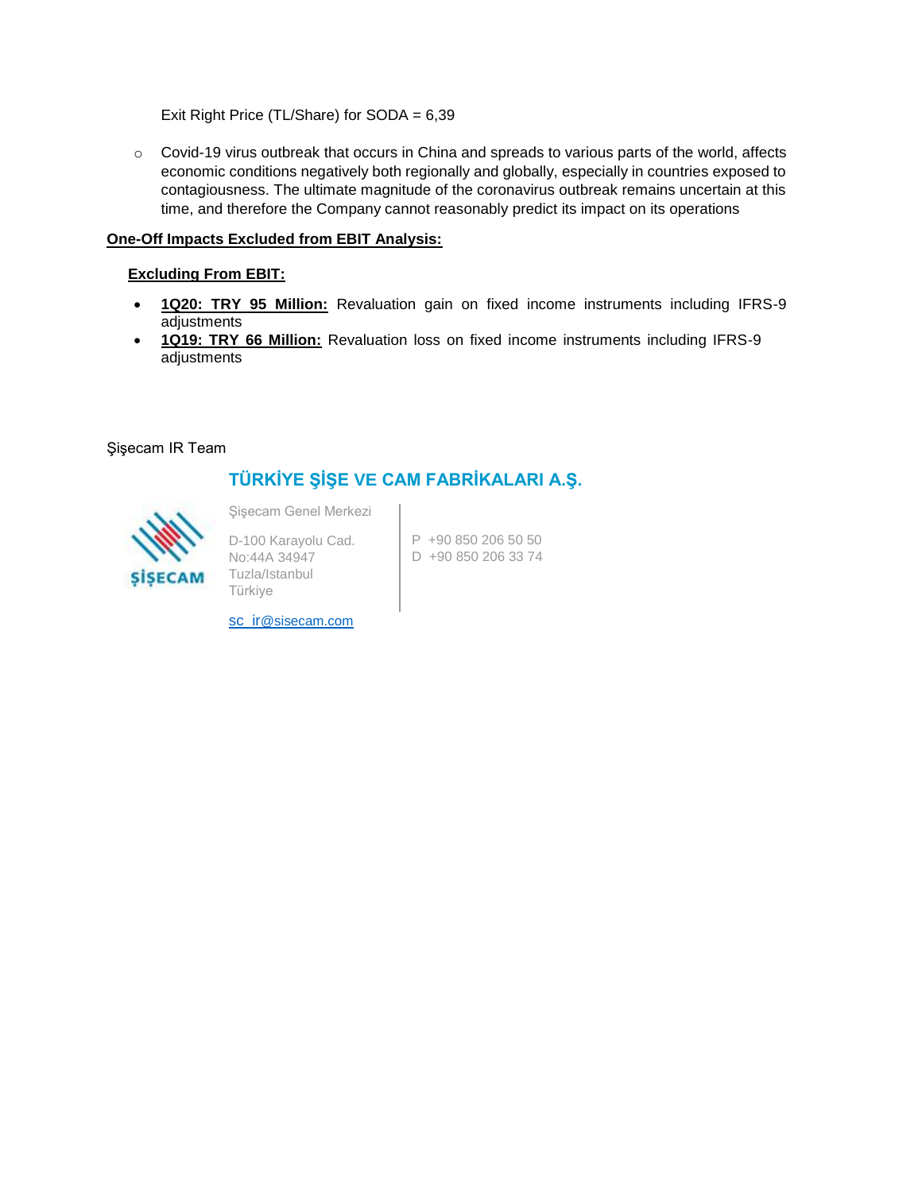Exit Right Price (TL/Share) for SODA = 6,39

- Covid-19 virus outbreak that occurs in China and spreads to various parts of the world, affects economic conditions negatively both regionally and globally, especially in countries exposed to contagiousness. The ultimate magnitude of the coronavirus outbreak remains uncertain at this time, and therefore the Company cannot reasonably predict its impact on its operations

**One-Off Impacts Excluded from EBIT Analysis:**

**Excluding From EBIT:**

- **1Q20: TRY 95 Million:** Revaluation gain on fixed income instruments including IFRS-9 adjustments
- **1Q19: TRY 66 Million:** Revaluation loss on fixed income instruments including IFRS-9 adjustments

Şişecam IR Team

**TÜRKİYE ŞİŞE VE CAM FABRİKALARI A.Ş.**

ŞİŞECAM

Şişecam Genel Merkezi

D-100 Karayolu Cad.
No:44A 34947
Tuzla/Istanbul
Türkiye

P +90 850 206 50 50
D +90 850 206 33 74

sc_ir@sisecam.com